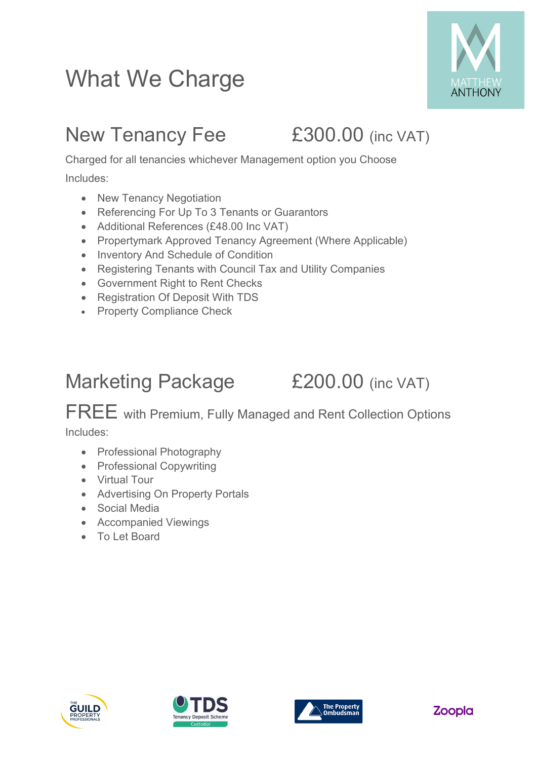# What We Charge

## New Tenancy Fee £300.00 (inc VAT)

Charged for all tenancies whichever Management option you Choose

Includes:

- New Tenancy Negotiation
- Referencing For Up To 3 Tenants or Guarantors
- Additional References (£48.00 Inc VAT)
- Propertymark Approved Tenancy Agreement (Where Applicable)
- Inventory And Schedule of Condition
- Registering Tenants with Council Tax and Utility Companies
- Government Right to Rent Checks
- Registration Of Deposit With TDS
- Property Compliance Check

## Marketing Package £200.00 (inc VAT)

FREE with Premium, Fully Managed and Rent Collection Options

Includes:

- Professional Photography
- Professional Copywriting
- Virtual Tour
- Advertising On Property Portals
- Social Media
- Accompanied Viewings
- To Let Board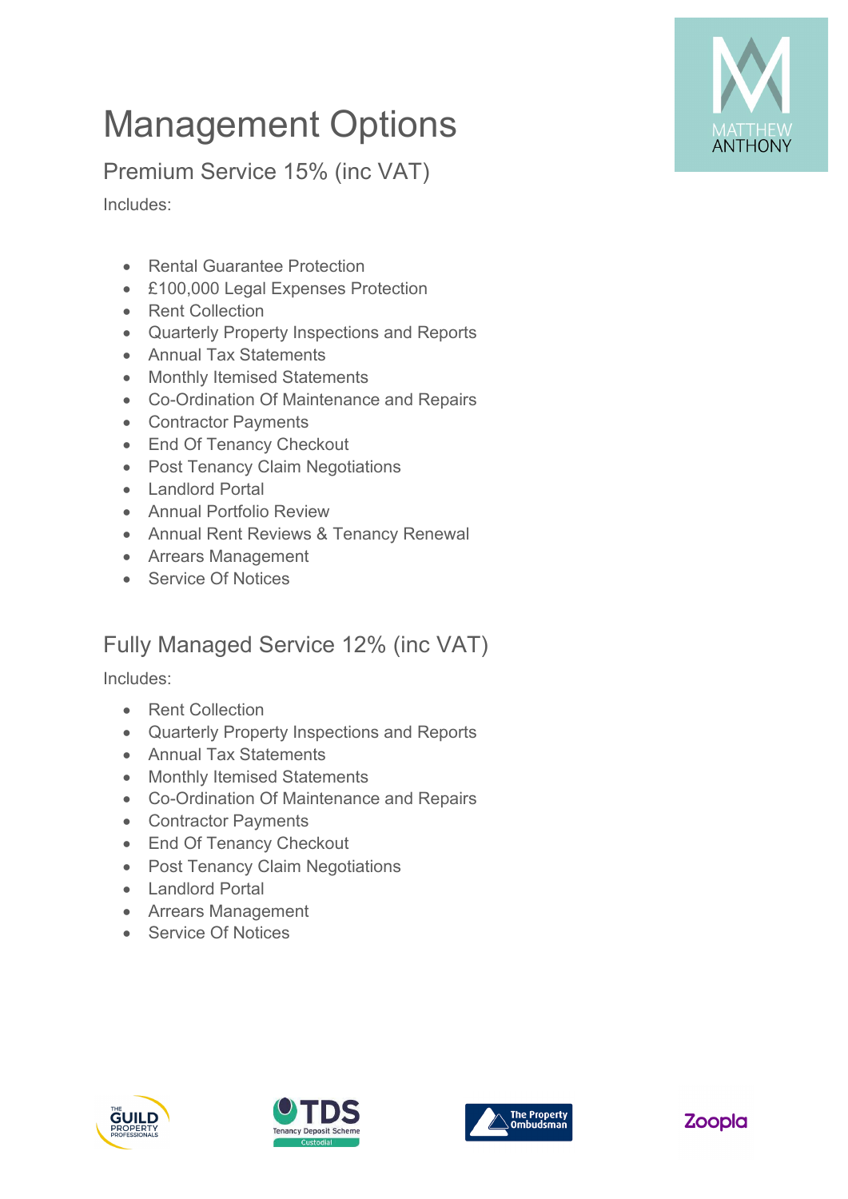# Management Options

## Premium Service 15% (inc VAT)

Includes:

- Rental Guarantee Protection
- £100,000 Legal Expenses Protection
- Rent Collection
- Quarterly Property Inspections and Reports
- Annual Tax Statements
- Monthly Itemised Statements
- Co-Ordination Of Maintenance and Repairs
- Contractor Payments
- End Of Tenancy Checkout
- Post Tenancy Claim Negotiations
- Landlord Portal
- Annual Portfolio Review
- Annual Rent Reviews & Tenancy Renewal
- Arrears Management
- Service Of Notices

## Fully Managed Service 12% (inc VAT)

Includes:

- Rent Collection
- Quarterly Property Inspections and Reports
- Annual Tax Statements
- Monthly Itemised Statements
- Co-Ordination Of Maintenance and Repairs
- Contractor Payments
- End Of Tenancy Checkout
- Post Tenancy Claim Negotiations
- Landlord Portal
- Arrears Management
- Service Of Notices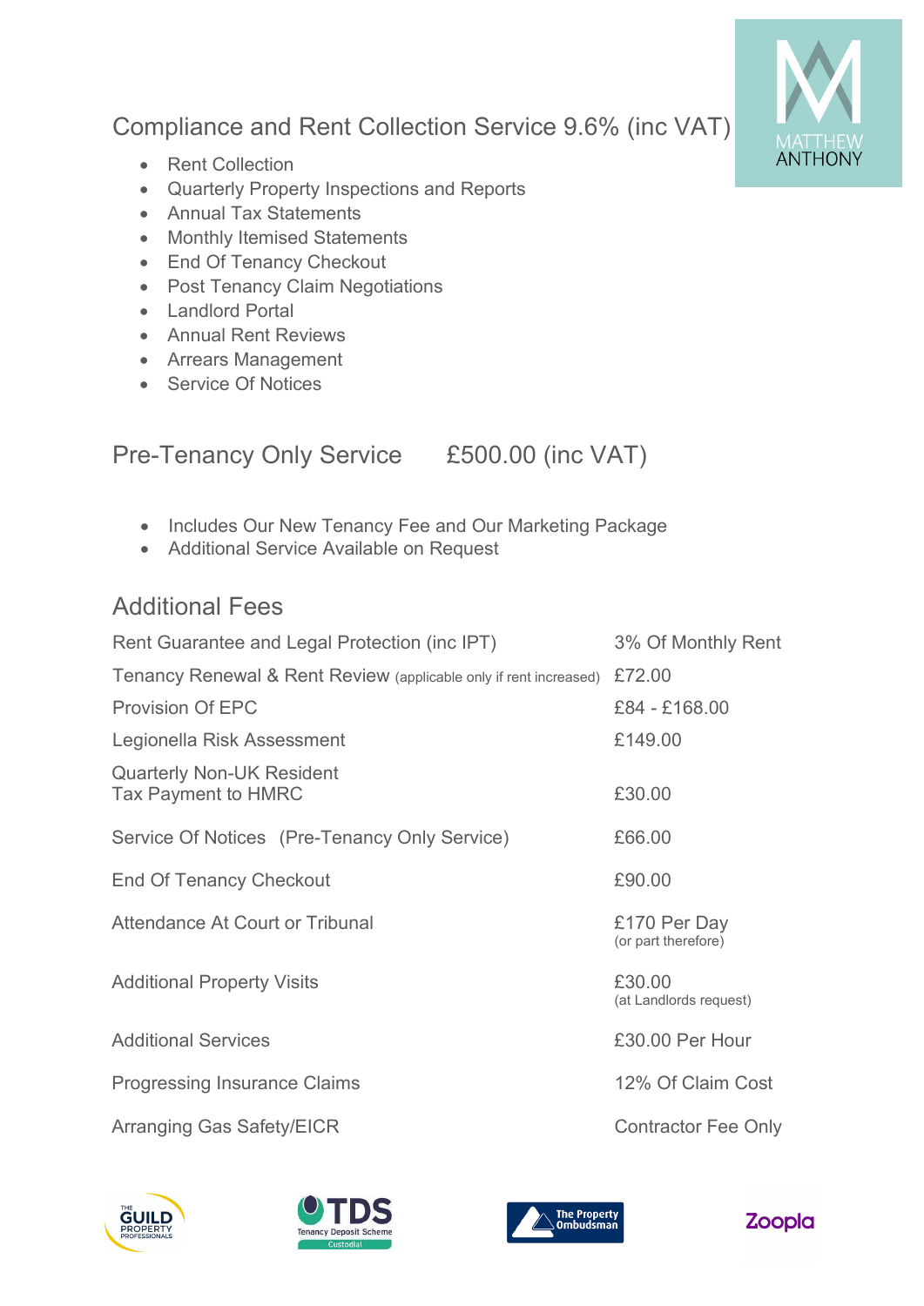## Compliance and Rent Collection Service 9.6% (inc VAT)

- Rent Collection
- Quarterly Property Inspections and Reports
- Annual Tax Statements
- Monthly Itemised Statements
- End Of Tenancy Checkout
- Post Tenancy Claim Negotiations
- Landlord Portal
- Annual Rent Reviews
- Arrears Management
- Service Of Notices

## Pre-Tenancy Only Service £500.00 (inc VAT)

- Includes Our New Tenancy Fee and Our Marketing Package
- Additional Service Available on Request

## Additional Fees

| | |
|---|---|
| Rent Guarantee and Legal Protection (inc IPT) | 3% Of Monthly Rent |
| Tenancy Renewal & Rent Review (applicable only if rent increased) | £72.00 |
| Provision Of EPC | £84 - £168.00 |
| Legionella Risk Assessment | £149.00 |
| Quarterly Non-UK Resident Tax Payment to HMRC | £30.00 |
| Service Of Notices (Pre-Tenancy Only Service) | £66.00 |
| End Of Tenancy Checkout | £90.00 |
| Attendance At Court or Tribunal | £170 Per Day (or part therefore) |
| Additional Property Visits | £30.00 (at Landlords request) |
| Additional Services | £30.00 Per Hour |
| Progressing Insurance Claims | 12% Of Claim Cost |
| Arranging Gas Safety/EICR | Contractor Fee Only |